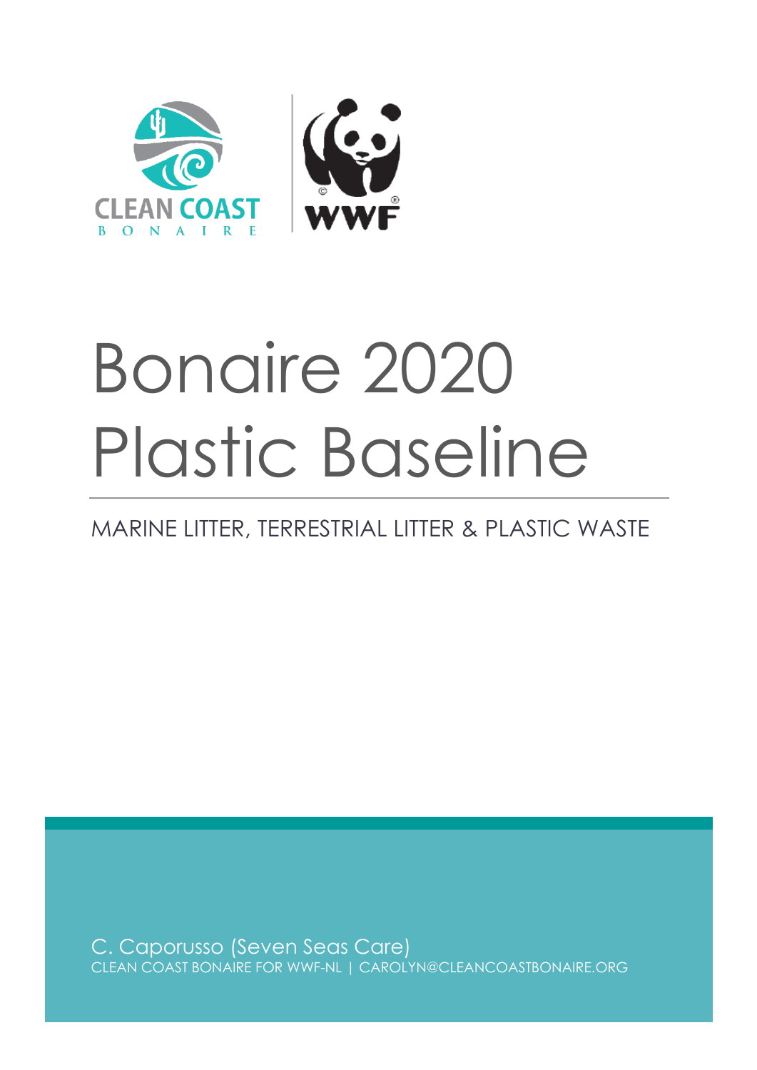# Bonaire 2020 Plastic Baseline

MARINE LITTER, TERRESTRIAL LITTER & PLASTIC WASTE

C. Caporusso (Seven Seas Care)

CLEAN COAST BONAIRE FOR WWF-NL | CAROLYN@CLEANCOASTBONAIRE.ORG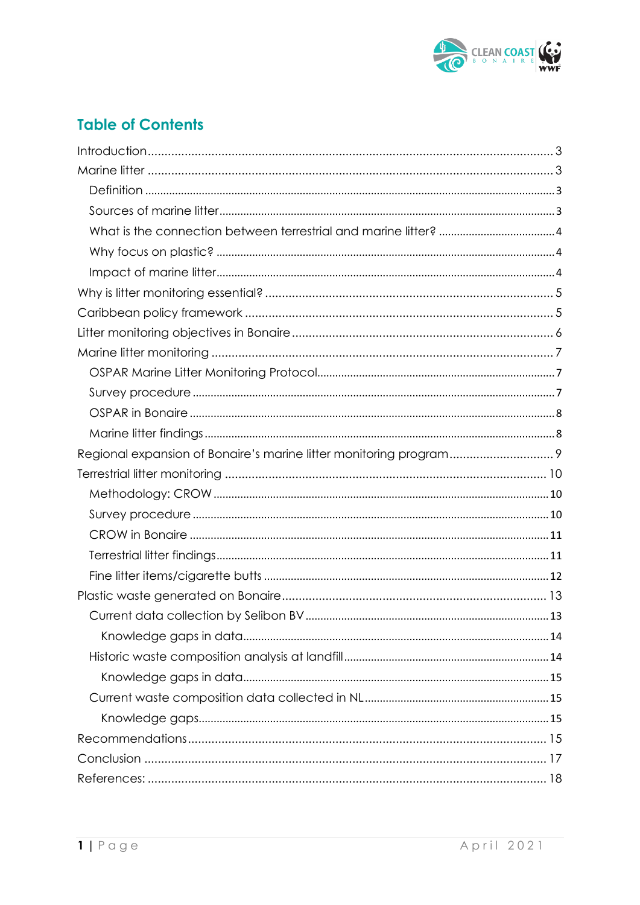## Table of Contents

- Introduction ... 3
- Marine litter ... 3
  - Definition ... 3
  - Sources of marine litter ... 3
  - What is the connection between terrestrial and marine litter? ... 4
  - Why focus on plastic? ... 4
  - Impact of marine litter ... 4
- Why is litter monitoring essential? ... 5
- Caribbean policy framework ... 5
- Litter monitoring objectives in Bonaire ... 6
- Marine litter monitoring ... 7
  - OSPAR Marine Litter Monitoring Protocol ... 7
  - Survey procedure ... 7
  - OSPAR in Bonaire ... 8
  - Marine litter findings ... 8
- Regional expansion of Bonaire's marine litter monitoring program ... 9
- Terrestrial litter monitoring ... 10
  - Methodology: CROW ... 10
  - Survey procedure ... 10
  - CROW in Bonaire ... 11
  - Terrestrial litter findings ... 11
  - Fine litter items/cigarette butts ... 12
- Plastic waste generated on Bonaire ... 13
  - Current data collection by Selibon BV ... 13
    - Knowledge gaps in data ... 14
  - Historic waste composition analysis at landfill ... 14
    - Knowledge gaps in data ... 15
  - Current waste composition data collected in NL ... 15
    - Knowledge gaps ... 15
- Recommendations ... 15
- Conclusion ... 17
- References: ... 18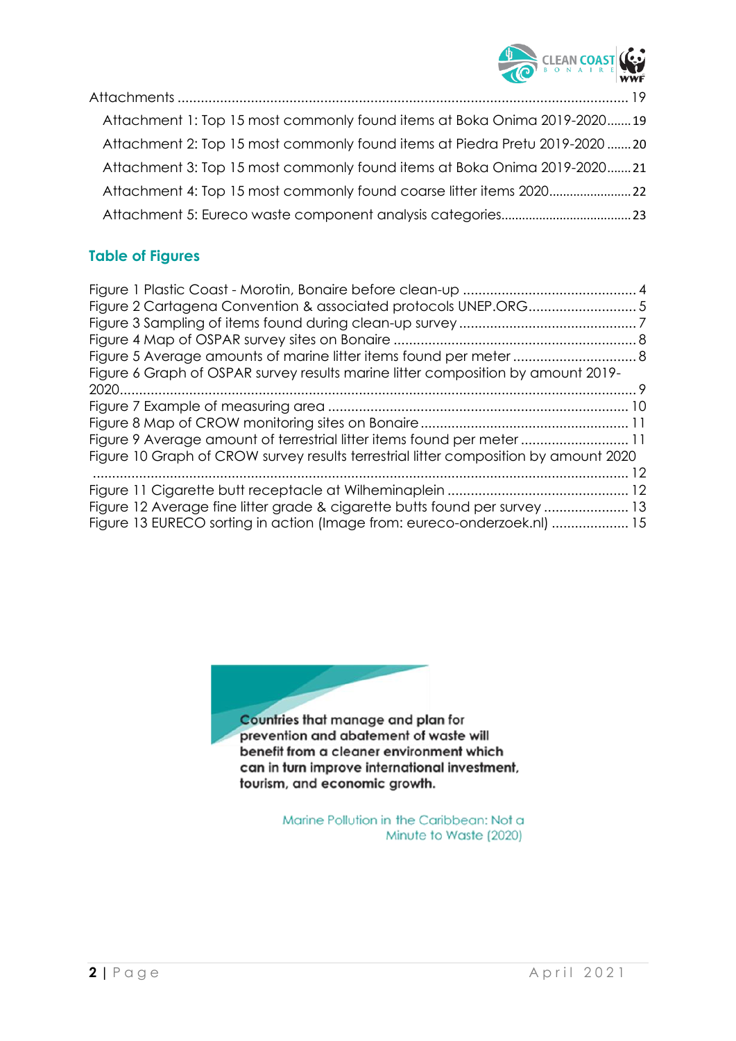Attachments ..................................................................................................................... 19

Attachment 1: Top 15 most commonly found items at Boka Onima 2019-2020....... 19

Attachment 2: Top 15 most commonly found items at Piedra Pretu 2019-2020 ....... 20

Attachment 3: Top 15 most commonly found items at Boka Onima 2019-2020....... 21

Attachment 4: Top 15 most commonly found coarse litter items 2020....................... 22

Attachment 5: Eureco waste component analysis categories..................................... 23

## Table of Figures

Figure 1 Plastic Coast - Morotin, Bonaire before clean-up ............................................. 4
Figure 2 Cartagena Convention & associated protocols UNEP.ORG............................ 5
Figure 3 Sampling of items found during clean-up survey .............................................. 7
Figure 4 Map of OSPAR survey sites on Bonaire ............................................................... 8
Figure 5 Average amounts of marine litter items found per meter ................................ 8
Figure 6 Graph of OSPAR survey results marine litter composition by amount 2019-2020..................................................................................................................................... 9
Figure 7 Example of measuring area ............................................................................... 10
Figure 8 Map of CROW monitoring sites on Bonaire ...................................................... 11
Figure 9 Average amount of terrestrial litter items found per meter ............................ 11
Figure 10 Graph of CROW survey results terrestrial litter composition by amount 2020 ............................................................................................................................................ 12
Figure 11 Cigarette butt receptacle at Wilheminaplein ................................................ 12
Figure 12 Average fine litter grade & cigarette butts found per survey ...................... 13
Figure 13 EURECO sorting in action (Image from: eureco-onderzoek.nl) .................... 15

**Countries that manage and plan for prevention and abatement of waste will benefit from a cleaner environment which can in turn improve international investment, tourism, and economic growth.**

Marine Pollution in the Caribbean: Not a Minute to Waste (2020)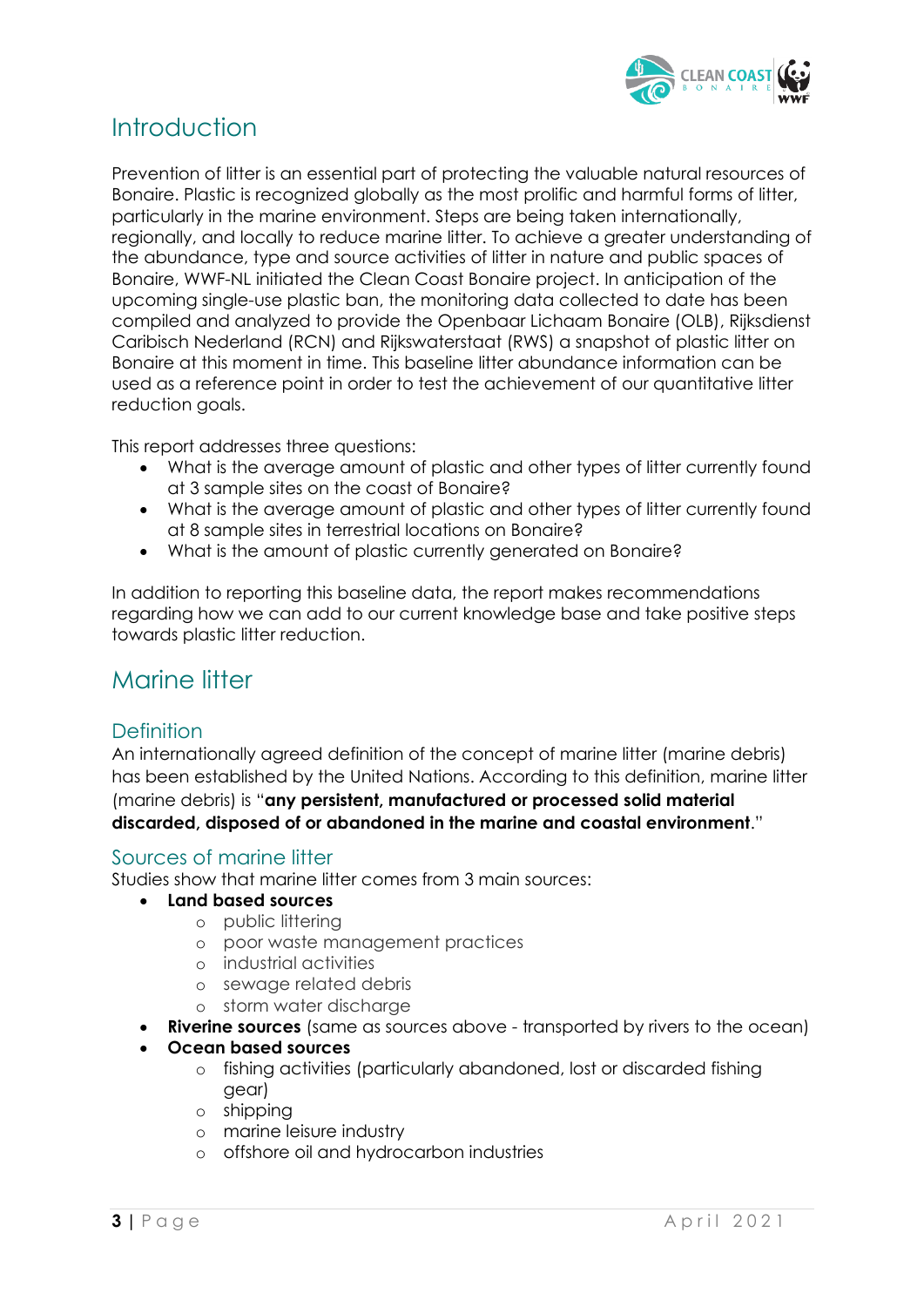# Introduction

Prevention of litter is an essential part of protecting the valuable natural resources of Bonaire. Plastic is recognized globally as the most prolific and harmful forms of litter, particularly in the marine environment. Steps are being taken internationally, regionally, and locally to reduce marine litter. To achieve a greater understanding of the abundance, type and source activities of litter in nature and public spaces of Bonaire, WWF-NL initiated the Clean Coast Bonaire project. In anticipation of the upcoming single-use plastic ban, the monitoring data collected to date has been compiled and analyzed to provide the Openbaar Lichaam Bonaire (OLB), Rijksdienst Caribisch Nederland (RCN) and Rijkswaterstaat (RWS) a snapshot of plastic litter on Bonaire at this moment in time. This baseline litter abundance information can be used as a reference point in order to test the achievement of our quantitative litter reduction goals.

This report addresses three questions:

- What is the average amount of plastic and other types of litter currently found at 3 sample sites on the coast of Bonaire?
- What is the average amount of plastic and other types of litter currently found at 8 sample sites in terrestrial locations on Bonaire?
- What is the amount of plastic currently generated on Bonaire?

In addition to reporting this baseline data, the report makes recommendations regarding how we can add to our current knowledge base and take positive steps towards plastic litter reduction.

# Marine litter

## Definition

An internationally agreed definition of the concept of marine litter (marine debris) has been established by the United Nations. According to this definition, marine litter (marine debris) is "**any persistent, manufactured or processed solid material discarded, disposed of or abandoned in the marine and coastal environment**."

## Sources of marine litter

Studies show that marine litter comes from 3 main sources:

- **Land based sources**
  - public littering
  - poor waste management practices
  - industrial activities
  - sewage related debris
  - storm water discharge
- **Riverine sources** (same as sources above - transported by rivers to the ocean)
- **Ocean based sources**
  - fishing activities (particularly abandoned, lost or discarded fishing gear)
  - shipping
  - marine leisure industry
  - offshore oil and hydrocarbon industries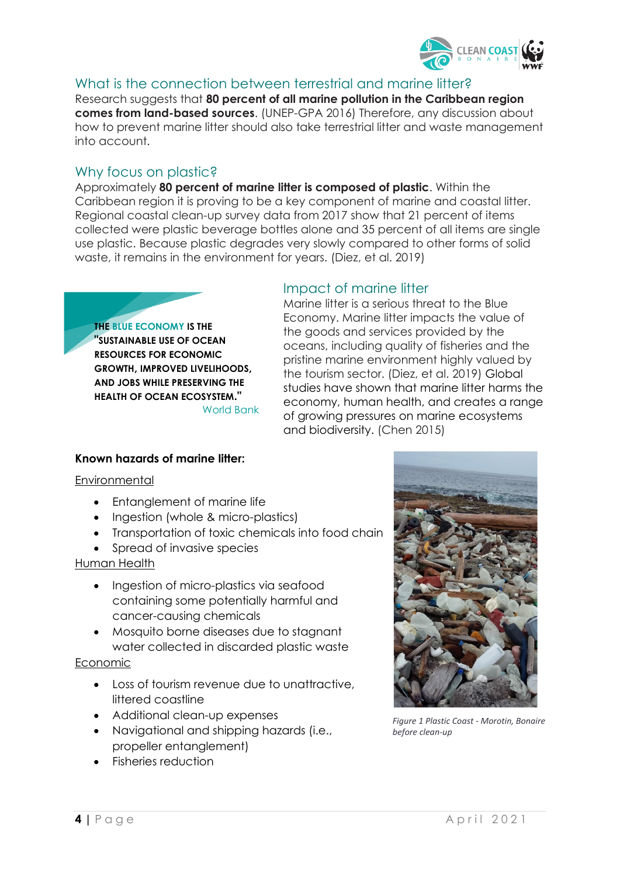## What is the connection between terrestrial and marine litter?

Research suggests that **80 percent of all marine pollution in the Caribbean region comes from land-based sources**. (UNEP-GPA 2016) Therefore, any discussion about how to prevent marine litter should also take terrestrial litter and waste management into account.

## Why focus on plastic?

Approximately **80 percent of marine litter is composed of plastic**. Within the Caribbean region it is proving to be a key component of marine and coastal litter. Regional coastal clean-up survey data from 2017 show that 21 percent of items collected were plastic beverage bottles alone and 35 percent of all items are single use plastic. Because plastic degrades very slowly compared to other forms of solid waste, it remains in the environment for years. (Diez, et al. 2019)

**THE BLUE ECONOMY IS THE "SUSTAINABLE USE OF OCEAN RESOURCES FOR ECONOMIC GROWTH, IMPROVED LIVELIHOODS, AND JOBS WHILE PRESERVING THE HEALTH OF OCEAN ECOSYSTEM."**
World Bank

## Impact of marine litter

Marine litter is a serious threat to the Blue Economy. Marine litter impacts the value of the goods and services provided by the oceans, including quality of fisheries and the pristine marine environment highly valued by the tourism sector. (Diez, et al. 2019) Global studies have shown that marine litter harms the economy, human health, and creates a range of growing pressures on marine ecosystems and biodiversity. (Chen 2015)

**Known hazards of marine litter:**

Environmental

- Entanglement of marine life
- Ingestion (whole & micro-plastics)
- Transportation of toxic chemicals into food chain
- Spread of invasive species

Human Health

- Ingestion of micro-plastics via seafood containing some potentially harmful and cancer-causing chemicals
- Mosquito borne diseases due to stagnant water collected in discarded plastic waste

Economic

- Loss of tourism revenue due to unattractive, littered coastline
- Additional clean-up expenses
- Navigational and shipping hazards (i.e., propeller entanglement)
- Fisheries reduction

*Figure 1 Plastic Coast - Morotin, Bonaire before clean-up*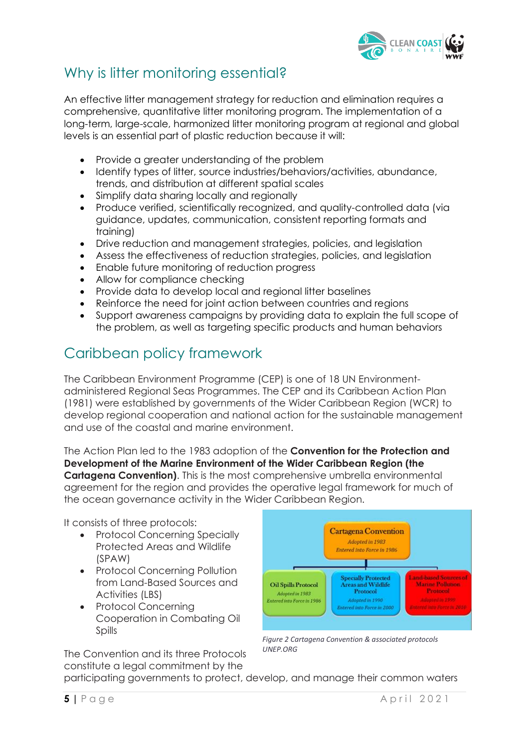## Why is litter monitoring essential?

An effective litter management strategy for reduction and elimination requires a comprehensive, quantitative litter monitoring program. The implementation of a long-term, large-scale, harmonized litter monitoring program at regional and global levels is an essential part of plastic reduction because it will:

- Provide a greater understanding of the problem
- Identify types of litter, source industries/behaviors/activities, abundance, trends, and distribution at different spatial scales
- Simplify data sharing locally and regionally
- Produce verified, scientifically recognized, and quality-controlled data (via guidance, updates, communication, consistent reporting formats and training)
- Drive reduction and management strategies, policies, and legislation
- Assess the effectiveness of reduction strategies, policies, and legislation
- Enable future monitoring of reduction progress
- Allow for compliance checking
- Provide data to develop local and regional litter baselines
- Reinforce the need for joint action between countries and regions
- Support awareness campaigns by providing data to explain the full scope of the problem, as well as targeting specific products and human behaviors

## Caribbean policy framework

The Caribbean Environment Programme (CEP) is one of 18 UN Environment-administered Regional Seas Programmes. The CEP and its Caribbean Action Plan (1981) were established by governments of the Wider Caribbean Region (WCR) to develop regional cooperation and national action for the sustainable management and use of the coastal and marine environment.

The Action Plan led to the 1983 adoption of the **Convention for the Protection and Development of the Marine Environment of the Wider Caribbean Region (the Cartagena Convention)**. This is the most comprehensive umbrella environmental agreement for the region and provides the operative legal framework for much of the ocean governance activity in the Wider Caribbean Region.

It consists of three protocols:

- Protocol Concerning Specially Protected Areas and Wildlife (SPAW)
- Protocol Concerning Pollution from Land-Based Sources and Activities (LBS)
- Protocol Concerning Cooperation in Combating Oil Spills

Cartagena Convention — Adopted in 1983, Entered into Force in 1986

- Oil Spills Protocol — Adopted in 1983, Entered into Force in 1986
- Specially Protected Areas and Wildlife Protocol — Adopted in 1990, Entered into Force in 2000
- Land-based Sources of Marine Pollution Protocol — Adopted in 1999, Entered into Force in 2010

*Figure 2 Cartagena Convention & associated protocols UNEP.ORG*

The Convention and its three Protocols constitute a legal commitment by the participating governments to protect, develop, and manage their common waters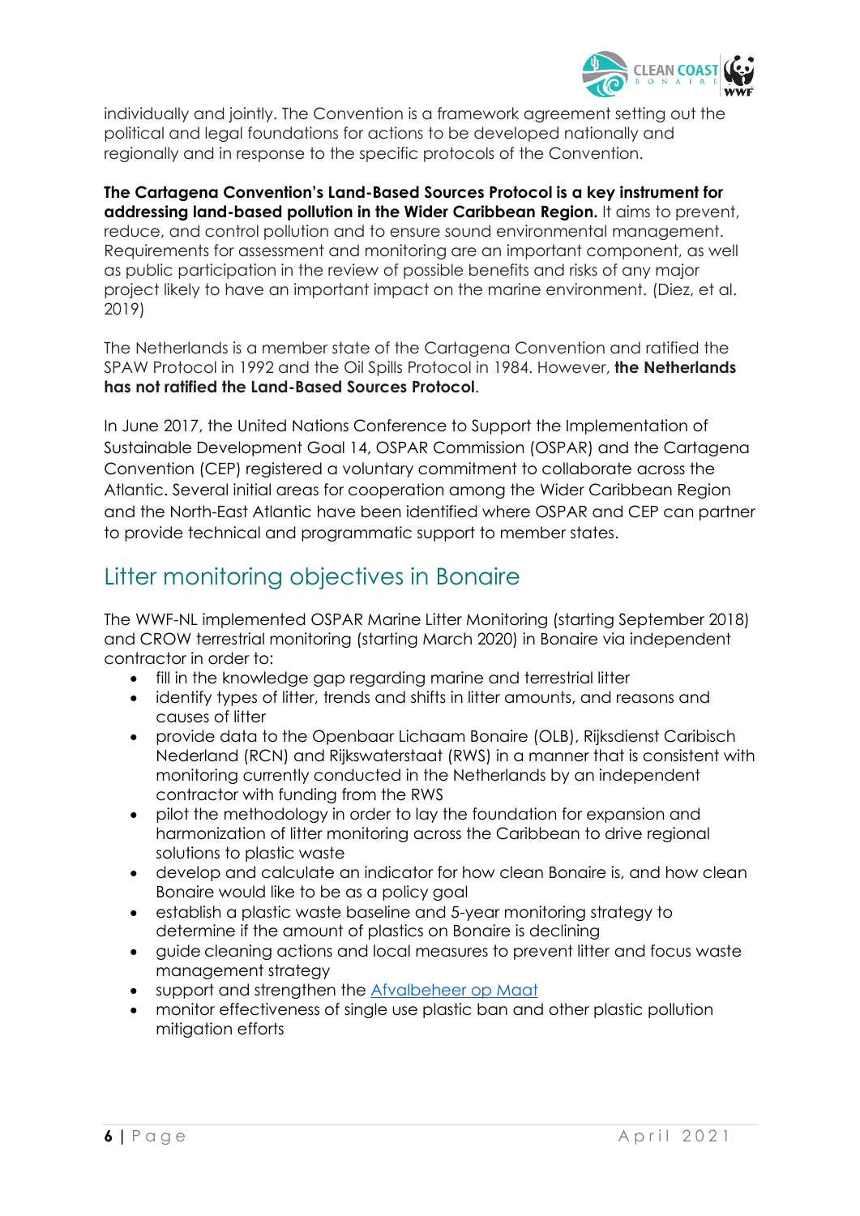individually and jointly. The Convention is a framework agreement setting out the political and legal foundations for actions to be developed nationally and regionally and in response to the specific protocols of the Convention.

**The Cartagena Convention's Land-Based Sources Protocol is a key instrument for addressing land-based pollution in the Wider Caribbean Region.** It aims to prevent, reduce, and control pollution and to ensure sound environmental management. Requirements for assessment and monitoring are an important component, as well as public participation in the review of possible benefits and risks of any major project likely to have an important impact on the marine environment. (Diez, et al. 2019)

The Netherlands is a member state of the Cartagena Convention and ratified the SPAW Protocol in 1992 and the Oil Spills Protocol in 1984. However, **the Netherlands has not ratified the Land-Based Sources Protocol**.

In June 2017, the United Nations Conference to Support the Implementation of Sustainable Development Goal 14, OSPAR Commission (OSPAR) and the Cartagena Convention (CEP) registered a voluntary commitment to collaborate across the Atlantic. Several initial areas for cooperation among the Wider Caribbean Region and the North-East Atlantic have been identified where OSPAR and CEP can partner to provide technical and programmatic support to member states.

## Litter monitoring objectives in Bonaire

The WWF-NL implemented OSPAR Marine Litter Monitoring (starting September 2018) and CROW terrestrial monitoring (starting March 2020) in Bonaire via independent contractor in order to:

- fill in the knowledge gap regarding marine and terrestrial litter
- identify types of litter, trends and shifts in litter amounts, and reasons and causes of litter
- provide data to the Openbaar Lichaam Bonaire (OLB), Rijksdienst Caribisch Nederland (RCN) and Rijkswaterstaat (RWS) in a manner that is consistent with monitoring currently conducted in the Netherlands by an independent contractor with funding from the RWS
- pilot the methodology in order to lay the foundation for expansion and harmonization of litter monitoring across the Caribbean to drive regional solutions to plastic waste
- develop and calculate an indicator for how clean Bonaire is, and how clean Bonaire would like to be as a policy goal
- establish a plastic waste baseline and 5-year monitoring strategy to determine if the amount of plastics on Bonaire is declining
- guide cleaning actions and local measures to prevent litter and focus waste management strategy
- support and strengthen the Afvalbeheer op Maat
- monitor effectiveness of single use plastic ban and other plastic pollution mitigation efforts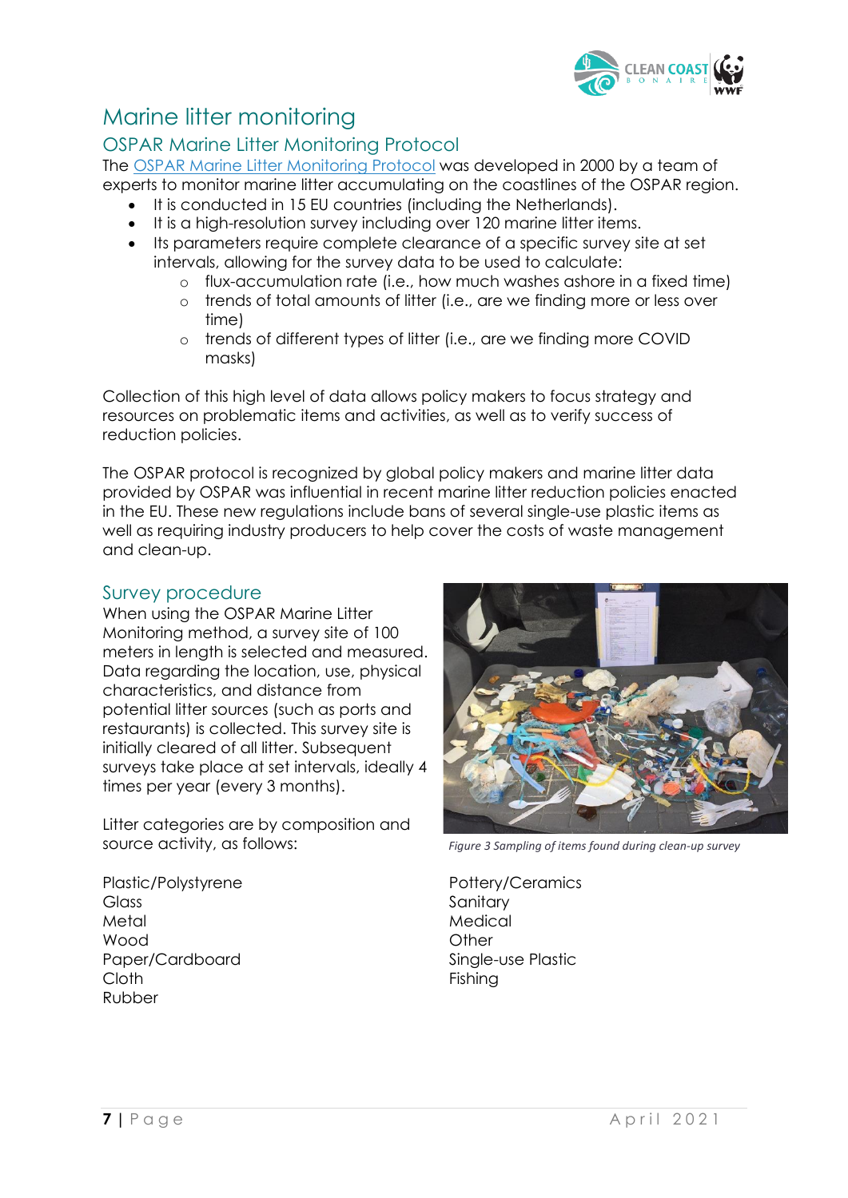# Marine litter monitoring

## OSPAR Marine Litter Monitoring Protocol

The [OSPAR Marine Litter Monitoring Protocol]() was developed in 2000 by a team of experts to monitor marine litter accumulating on the coastlines of the OSPAR region.

- It is conducted in 15 EU countries (including the Netherlands).
- It is a high-resolution survey including over 120 marine litter items.
- Its parameters require complete clearance of a specific survey site at set intervals, allowing for the survey data to be used to calculate:
  - flux-accumulation rate (i.e., how much washes ashore in a fixed time)
  - trends of total amounts of litter (i.e., are we finding more or less over time)
  - trends of different types of litter (i.e., are we finding more COVID masks)

Collection of this high level of data allows policy makers to focus strategy and resources on problematic items and activities, as well as to verify success of reduction policies.

The OSPAR protocol is recognized by global policy makers and marine litter data provided by OSPAR was influential in recent marine litter reduction policies enacted in the EU. These new regulations include bans of several single-use plastic items as well as requiring industry producers to help cover the costs of waste management and clean-up.

## Survey procedure

When using the OSPAR Marine Litter Monitoring method, a survey site of 100 meters in length is selected and measured. Data regarding the location, use, physical characteristics, and distance from potential litter sources (such as ports and restaurants) is collected. This survey site is initially cleared of all litter. Subsequent surveys take place at set intervals, ideally 4 times per year (every 3 months).

Litter categories are by composition and source activity, as follows:

*Figure 3 Sampling of items found during clean-up survey*

Plastic/Polystyrene
Glass
Metal
Wood
Paper/Cardboard
Cloth
Rubber
Pottery/Ceramics
Sanitary
Medical
Other
Single-use Plastic
Fishing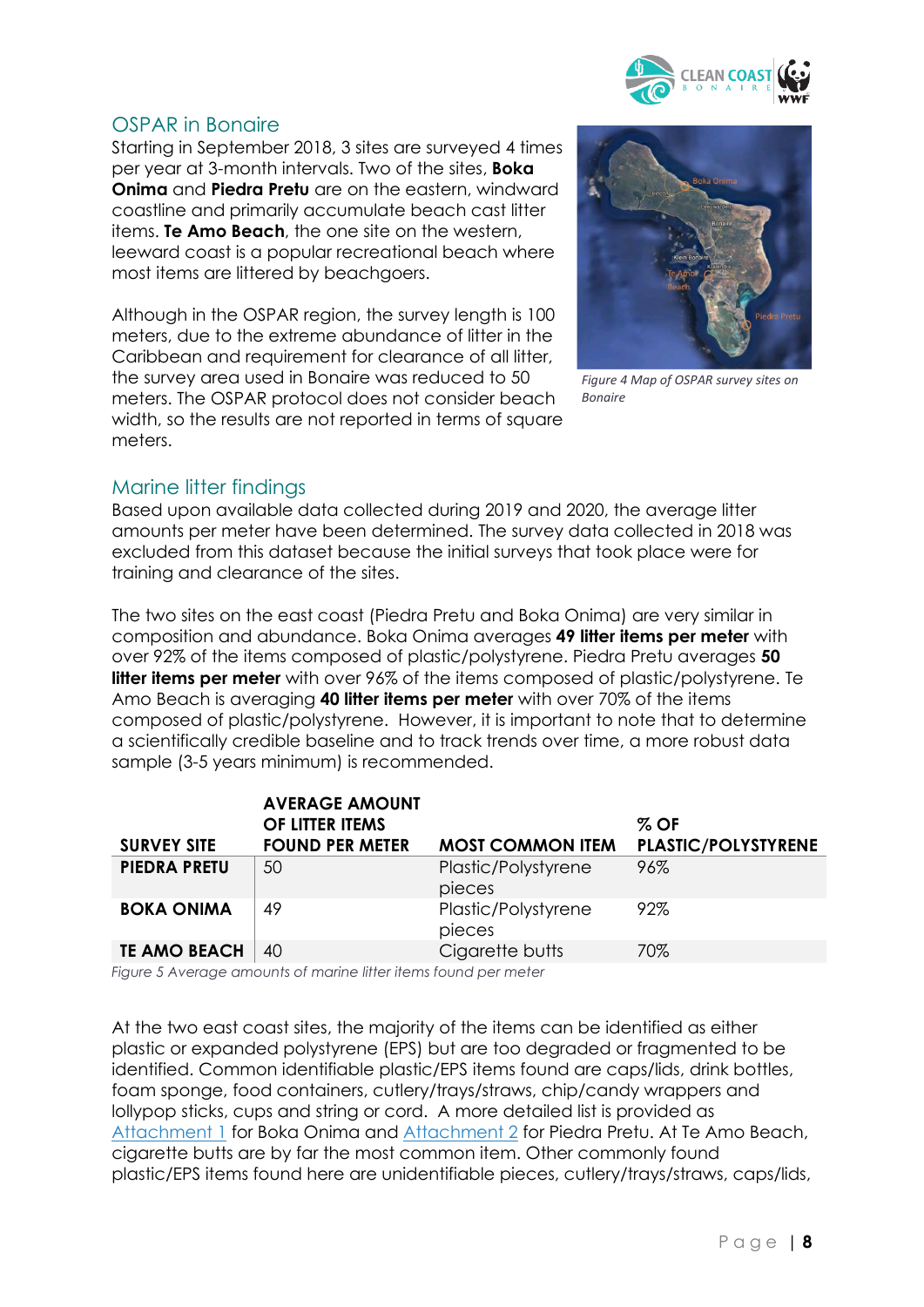## OSPAR in Bonaire

Starting in September 2018, 3 sites are surveyed 4 times per year at 3-month intervals. Two of the sites, **Boka Onima** and **Piedra Pretu** are on the eastern, windward coastline and primarily accumulate beach cast litter items. **Te Amo Beach**, the one site on the western, leeward coast is a popular recreational beach where most items are littered by beachgoers.

Although in the OSPAR region, the survey length is 100 meters, due to the extreme abundance of litter in the Caribbean and requirement for clearance of all litter, the survey area used in Bonaire was reduced to 50 meters. The OSPAR protocol does not consider beach width, so the results are not reported in terms of square meters.

*Figure 4 Map of OSPAR survey sites on Bonaire*

## Marine litter findings

Based upon available data collected during 2019 and 2020, the average litter amounts per meter have been determined. The survey data collected in 2018 was excluded from this dataset because the initial surveys that took place were for training and clearance of the sites.

The two sites on the east coast (Piedra Pretu and Boka Onima) are very similar in composition and abundance. Boka Onima averages **49 litter items per meter** with over 92% of the items composed of plastic/polystyrene. Piedra Pretu averages **50 litter items per meter** with over 96% of the items composed of plastic/polystyrene. Te Amo Beach is averaging **40 litter items per meter** with over 70% of the items composed of plastic/polystyrene. However, it is important to note that to determine a scientifically credible baseline and to track trends over time, a more robust data sample (3-5 years minimum) is recommended.

| SURVEY SITE | AVERAGE AMOUNT OF LITTER ITEMS FOUND PER METER | MOST COMMON ITEM | % OF PLASTIC/POLYSTYRENE |
|---|---|---|---|
| **PIEDRA PRETU** | 50 | Plastic/Polystyrene pieces | 96% |
| **BOKA ONIMA** | 49 | Plastic/Polystyrene pieces | 92% |
| **TE AMO BEACH** | 40 | Cigarette butts | 70% |

*Figure 5 Average amounts of marine litter items found per meter*

At the two east coast sites, the majority of the items can be identified as either plastic or expanded polystyrene (EPS) but are too degraded or fragmented to be identified. Common identifiable plastic/EPS items found are caps/lids, drink bottles, foam sponge, food containers, cutlery/trays/straws, chip/candy wrappers and lollypop sticks, cups and string or cord. A more detailed list is provided as Attachment 1 for Boka Onima and Attachment 2 for Piedra Pretu. At Te Amo Beach, cigarette butts are by far the most common item. Other commonly found plastic/EPS items found here are unidentifiable pieces, cutlery/trays/straws, caps/lids,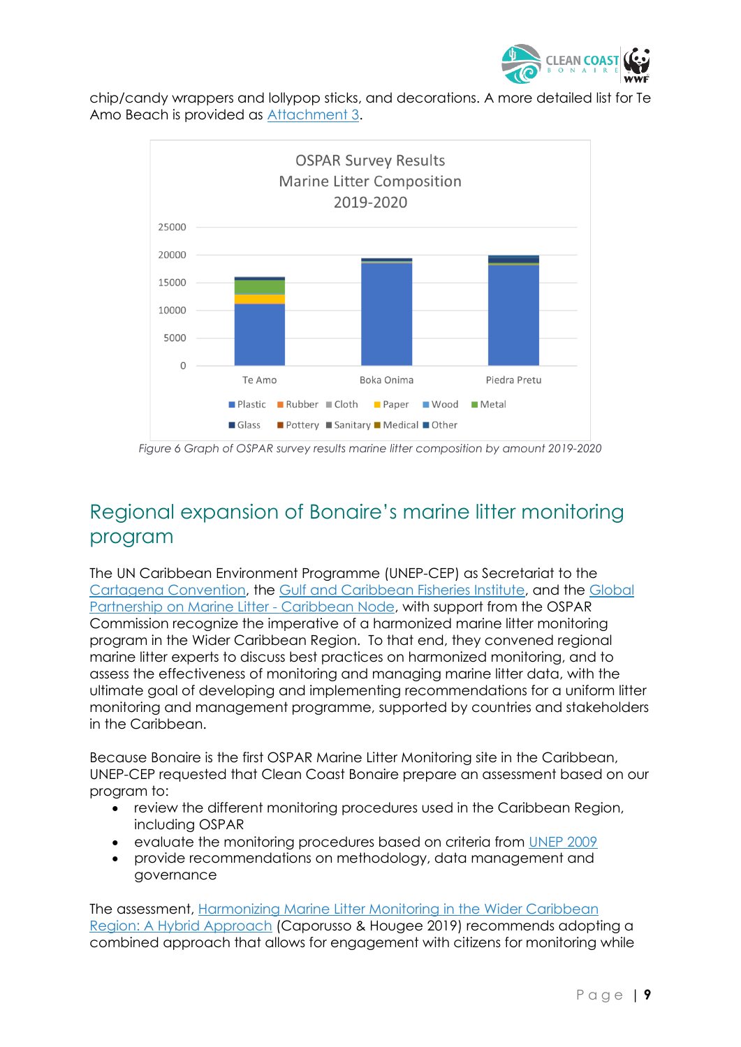chip/candy wrappers and lollypop sticks, and decorations. A more detailed list for Te Amo Beach is provided as Attachment 3.

*Figure 6 Graph of OSPAR survey results marine litter composition by amount 2019-2020*

## Regional expansion of Bonaire's marine litter monitoring program

The UN Caribbean Environment Programme (UNEP-CEP) as Secretariat to the Cartagena Convention, the Gulf and Caribbean Fisheries Institute, and the Global Partnership on Marine Litter - Caribbean Node, with support from the OSPAR Commission recognize the imperative of a harmonized marine litter monitoring program in the Wider Caribbean Region. To that end, they convened regional marine litter experts to discuss best practices on harmonized monitoring, and to assess the effectiveness of monitoring and managing marine litter data, with the ultimate goal of developing and implementing recommendations for a uniform litter monitoring and management programme, supported by countries and stakeholders in the Caribbean.

Because Bonaire is the first OSPAR Marine Litter Monitoring site in the Caribbean, UNEP-CEP requested that Clean Coast Bonaire prepare an assessment based on our program to:

- review the different monitoring procedures used in the Caribbean Region, including OSPAR
- evaluate the monitoring procedures based on criteria from UNEP 2009
- provide recommendations on methodology, data management and governance

The assessment, Harmonizing Marine Litter Monitoring in the Wider Caribbean Region: A Hybrid Approach (Caporusso & Hougee 2019) recommends adopting a combined approach that allows for engagement with citizens for monitoring while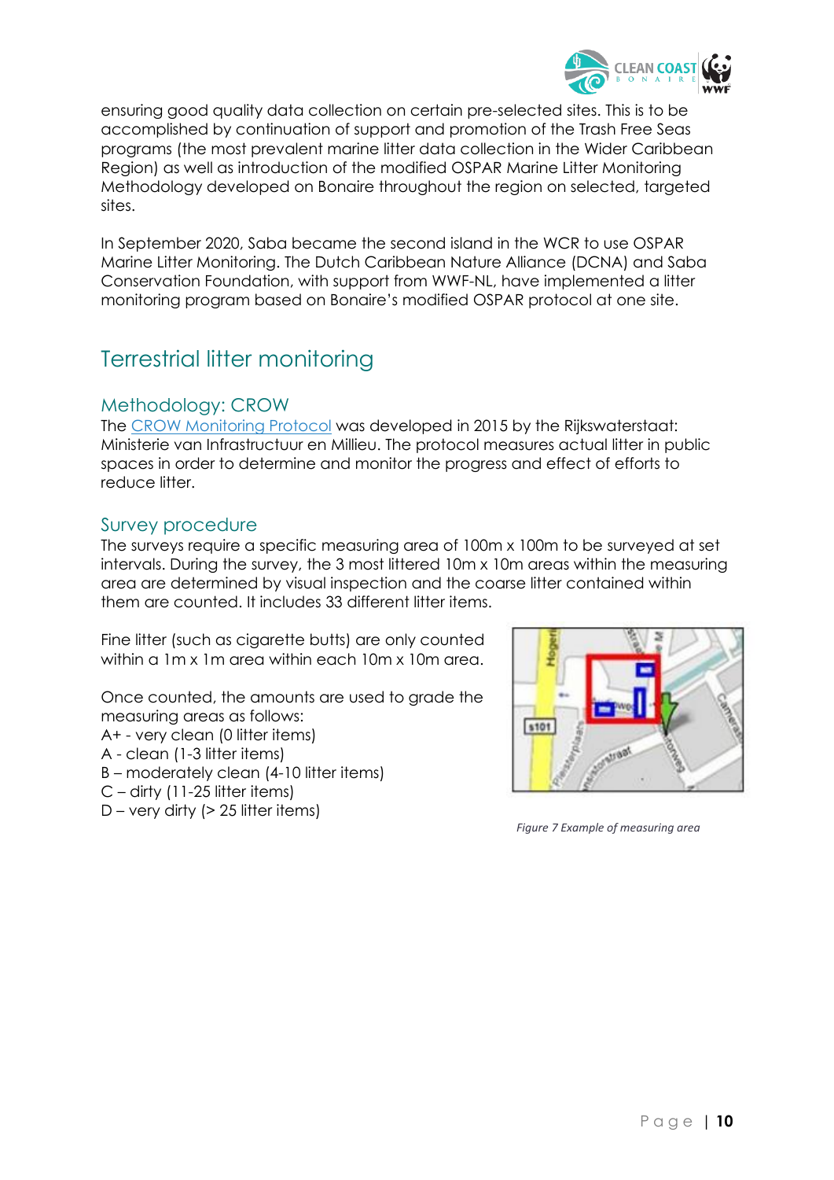ensuring good quality data collection on certain pre-selected sites. This is to be accomplished by continuation of support and promotion of the Trash Free Seas programs (the most prevalent marine litter data collection in the Wider Caribbean Region) as well as introduction of the modified OSPAR Marine Litter Monitoring Methodology developed on Bonaire throughout the region on selected, targeted sites.

In September 2020, Saba became the second island in the WCR to use OSPAR Marine Litter Monitoring. The Dutch Caribbean Nature Alliance (DCNA) and Saba Conservation Foundation, with support from WWF-NL, have implemented a litter monitoring program based on Bonaire's modified OSPAR protocol at one site.

## Terrestrial litter monitoring

### Methodology: CROW

The CROW Monitoring Protocol was developed in 2015 by the Rijkswaterstaat: Ministerie van Infrastructuur en Millieu. The protocol measures actual litter in public spaces in order to determine and monitor the progress and effect of efforts to reduce litter.

### Survey procedure

The surveys require a specific measuring area of 100m x 100m to be surveyed at set intervals. During the survey, the 3 most littered 10m x 10m areas within the measuring area are determined by visual inspection and the coarse litter contained within them are counted. It includes 33 different litter items.

Fine litter (such as cigarette butts) are only counted within a 1m x 1m area within each 10m x 10m area.

Once counted, the amounts are used to grade the measuring areas as follows:

A+ - very clean (0 litter items)
A - clean (1-3 litter items)
B – moderately clean (4-10 litter items)
C – dirty (11-25 litter items)
D – very dirty (> 25 litter items)

*Figure 7 Example of measuring area*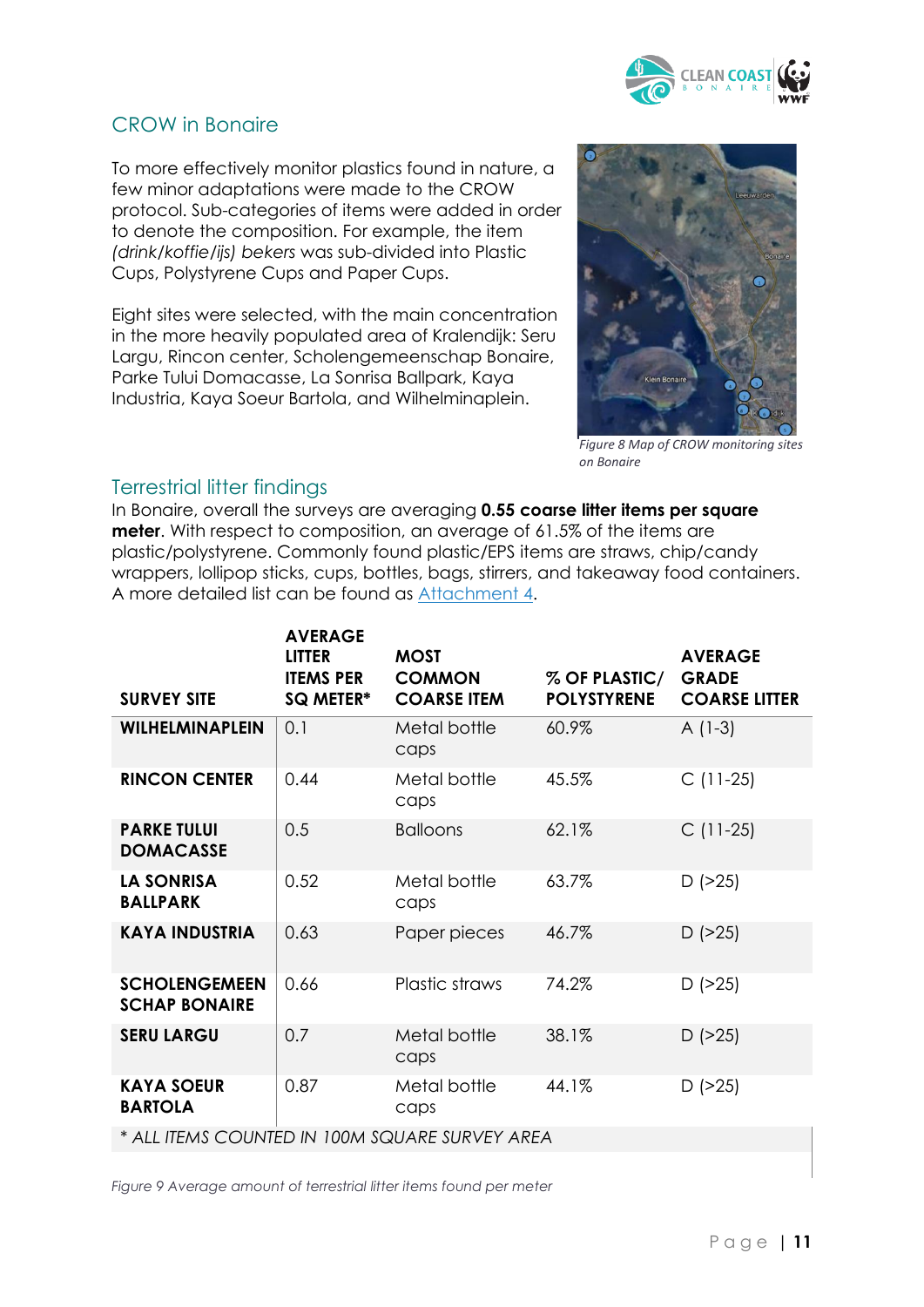## CROW in Bonaire

To more effectively monitor plastics found in nature, a few minor adaptations were made to the CROW protocol. Sub-categories of items were added in order to denote the composition. For example, the item *(drink/koffie/ijs) bekers* was sub-divided into Plastic Cups, Polystyrene Cups and Paper Cups.

Eight sites were selected, with the main concentration in the more heavily populated area of Kralendijk: Seru Largu, Rincon center, Scholengemeenschap Bonaire, Parke Tului Domacasse, La Sonrisa Ballpark, Kaya Industria, Kaya Soeur Bartola, and Wilhelminaplein.

*Figure 8 Map of CROW monitoring sites on Bonaire*

## Terrestrial litter findings

In Bonaire, overall the surveys are averaging **0.55 coarse litter items per square meter**. With respect to composition, an average of 61.5% of the items are plastic/polystyrene. Commonly found plastic/EPS items are straws, chip/candy wrappers, lollipop sticks, cups, bottles, bags, stirrers, and takeaway food containers. A more detailed list can be found as Attachment 4.

| SURVEY SITE | AVERAGE LITTER ITEMS PER SQ METER* | MOST COMMON COARSE ITEM | % OF PLASTIC/ POLYSTYRENE | AVERAGE GRADE COARSE LITTER |
|---|---|---|---|---|
| **WILHELMINAPLEIN** | 0.1 | Metal bottle caps | 60.9% | A (1-3) |
| **RINCON CENTER** | 0.44 | Metal bottle caps | 45.5% | C (11-25) |
| **PARKE TULUI DOMACASSE** | 0.5 | Balloons | 62.1% | C (11-25) |
| **LA SONRISA BALLPARK** | 0.52 | Metal bottle caps | 63.7% | D (>25) |
| **KAYA INDUSTRIA** | 0.63 | Paper pieces | 46.7% | D (>25) |
| **SCHOLENGEMEENSCHAP BONAIRE** | 0.66 | Plastic straws | 74.2% | D (>25) |
| **SERU LARGU** | 0.7 | Metal bottle caps | 38.1% | D (>25) |
| **KAYA SOEUR BARTOLA** | 0.87 | Metal bottle caps | 44.1% | D (>25) |

*\* ALL ITEMS COUNTED IN 100M SQUARE SURVEY AREA*

*Figure 9 Average amount of terrestrial litter items found per meter*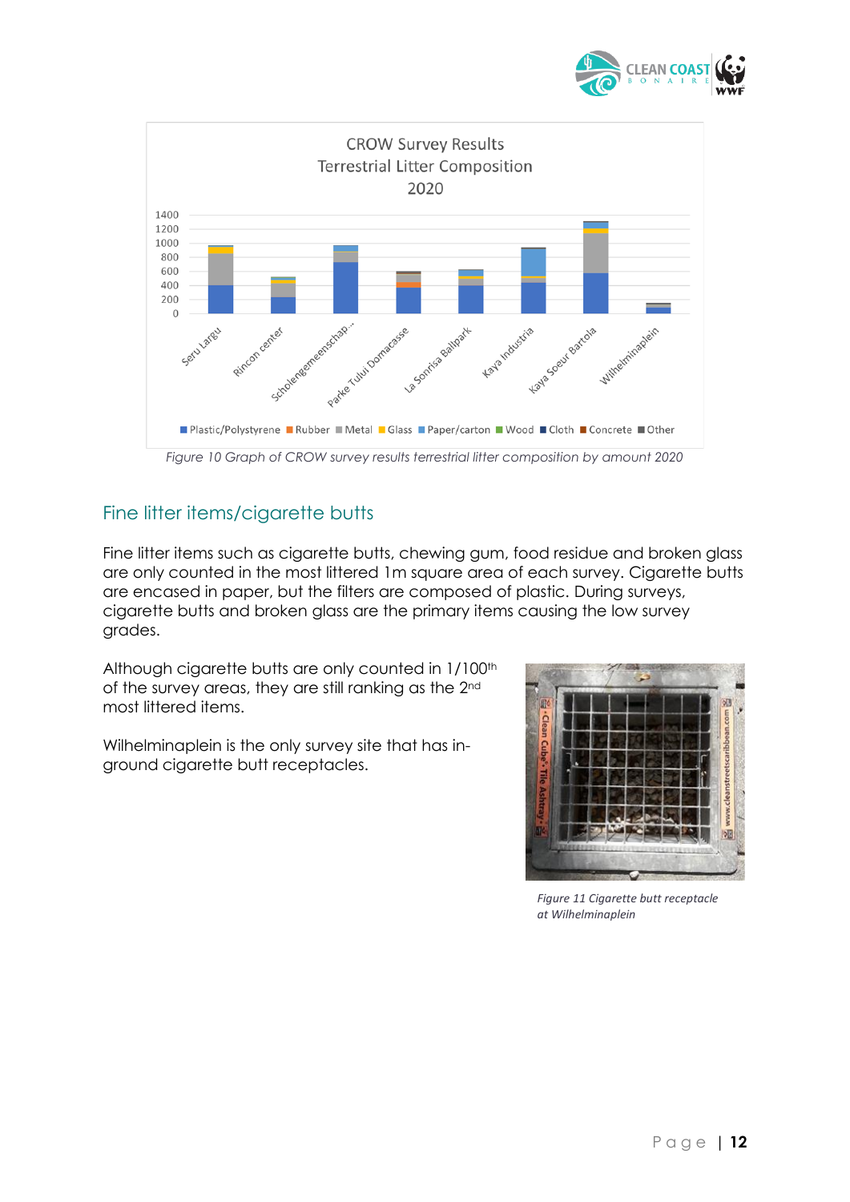Figure 10 Graph of CROW survey results terrestrial litter composition by amount 2020

## Fine litter items/cigarette butts

Fine litter items such as cigarette butts, chewing gum, food residue and broken glass are only counted in the most littered 1m square area of each survey. Cigarette butts are encased in paper, but the filters are composed of plastic. During surveys, cigarette butts and broken glass are the primary items causing the low survey grades.

Although cigarette butts are only counted in 1/100th of the survey areas, they are still ranking as the 2nd most littered items.

Wilhelminaplein is the only survey site that has in-ground cigarette butt receptacles.

*Figure 11 Cigarette butt receptacle at Wilhelminaplein*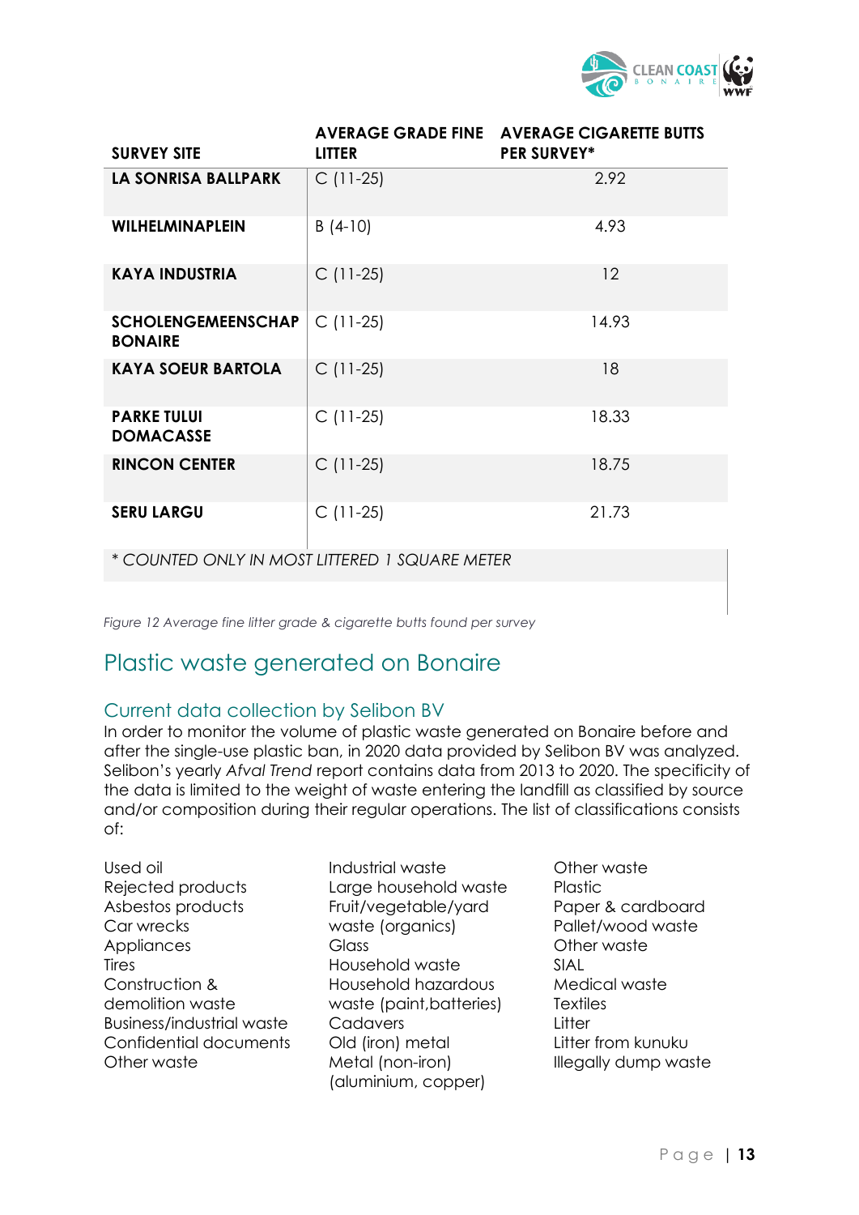| SURVEY SITE | AVERAGE GRADE FINE LITTER | AVERAGE CIGARETTE BUTTS PER SURVEY* |
|---|---|---|
| LA SONRISA BALLPARK | C (11-25) | 2.92 |
| WILHELMINAPLEIN | B (4-10) | 4.93 |
| KAYA INDUSTRIA | C (11-25) | 12 |
| SCHOLENGEMEENSCHAP BONAIRE | C (11-25) | 14.93 |
| KAYA SOEUR BARTOLA | C (11-25) | 18 |
| PARKE TULUI DOMACASSE | C (11-25) | 18.33 |
| RINCON CENTER | C (11-25) | 18.75 |
| SERU LARGU | C (11-25) | 21.73 |

*\* COUNTED ONLY IN MOST LITTERED 1 SQUARE METER*

*Figure 12 Average fine litter grade & cigarette butts found per survey*

## Plastic waste generated on Bonaire

### Current data collection by Selibon BV

In order to monitor the volume of plastic waste generated on Bonaire before and after the single-use plastic ban, in 2020 data provided by Selibon BV was analyzed. Selibon's yearly *Afval Trend* report contains data from 2013 to 2020. The specificity of the data is limited to the weight of waste entering the landfill as classified by source and/or composition during their regular operations. The list of classifications consists of:

Used oil
Rejected products
Asbestos products
Car wrecks
Appliances
Tires
Construction & demolition waste
Business/industrial waste
Confidential documents
Other waste
Industrial waste
Large household waste
Fruit/vegetable/yard waste (organics)
Glass
Household waste
Household hazardous waste (paint,batteries)
Cadavers
Old (iron) metal
Metal (non-iron) (aluminium, copper)
Other waste
Plastic
Paper & cardboard
Pallet/wood waste
Other waste
SIAL
Medical waste
Textiles
Litter
Litter from kunuku
Illegally dump waste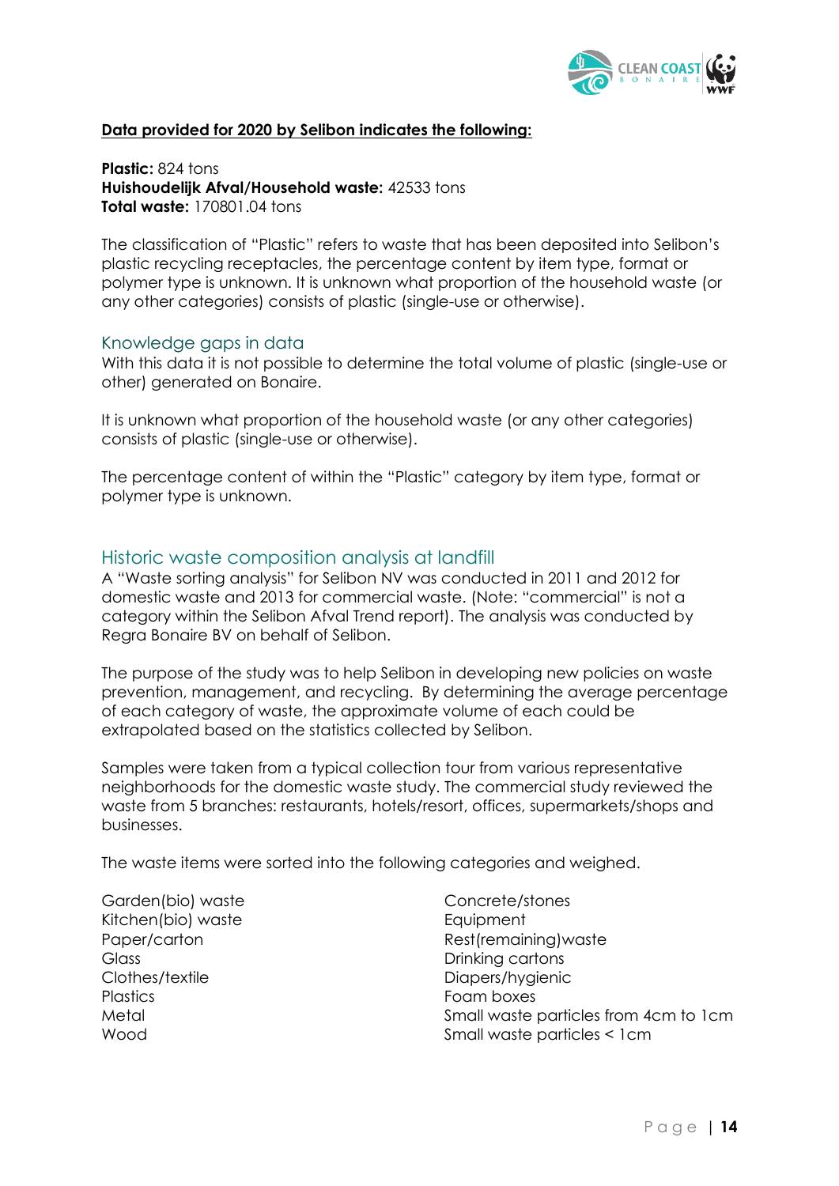**Data provided for 2020 by Selibon indicates the following:**

**Plastic:** 824 tons
**Huishoudelijk Afval/Household waste:** 42533 tons
**Total waste:** 170801.04 tons

The classification of "Plastic" refers to waste that has been deposited into Selibon's plastic recycling receptacles, the percentage content by item type, format or polymer type is unknown. It is unknown what proportion of the household waste (or any other categories) consists of plastic (single-use or otherwise).

## Knowledge gaps in data

With this data it is not possible to determine the total volume of plastic (single-use or other) generated on Bonaire.

It is unknown what proportion of the household waste (or any other categories) consists of plastic (single-use or otherwise).

The percentage content of within the "Plastic" category by item type, format or polymer type is unknown.

## Historic waste composition analysis at landfill

A "Waste sorting analysis" for Selibon NV was conducted in 2011 and 2012 for domestic waste and 2013 for commercial waste. (Note: "commercial" is not a category within the Selibon Afval Trend report). The analysis was conducted by Regra Bonaire BV on behalf of Selibon.

The purpose of the study was to help Selibon in developing new policies on waste prevention, management, and recycling. By determining the average percentage of each category of waste, the approximate volume of each could be extrapolated based on the statistics collected by Selibon.

Samples were taken from a typical collection tour from various representative neighborhoods for the domestic waste study. The commercial study reviewed the waste from 5 branches: restaurants, hotels/resort, offices, supermarkets/shops and businesses.

The waste items were sorted into the following categories and weighed.

Garden(bio) waste
Kitchen(bio) waste
Paper/carton
Glass
Clothes/textile
Plastics
Metal
Wood
Concrete/stones
Equipment
Rest(remaining)waste
Drinking cartons
Diapers/hygienic
Foam boxes
Small waste particles from 4cm to 1cm
Small waste particles < 1cm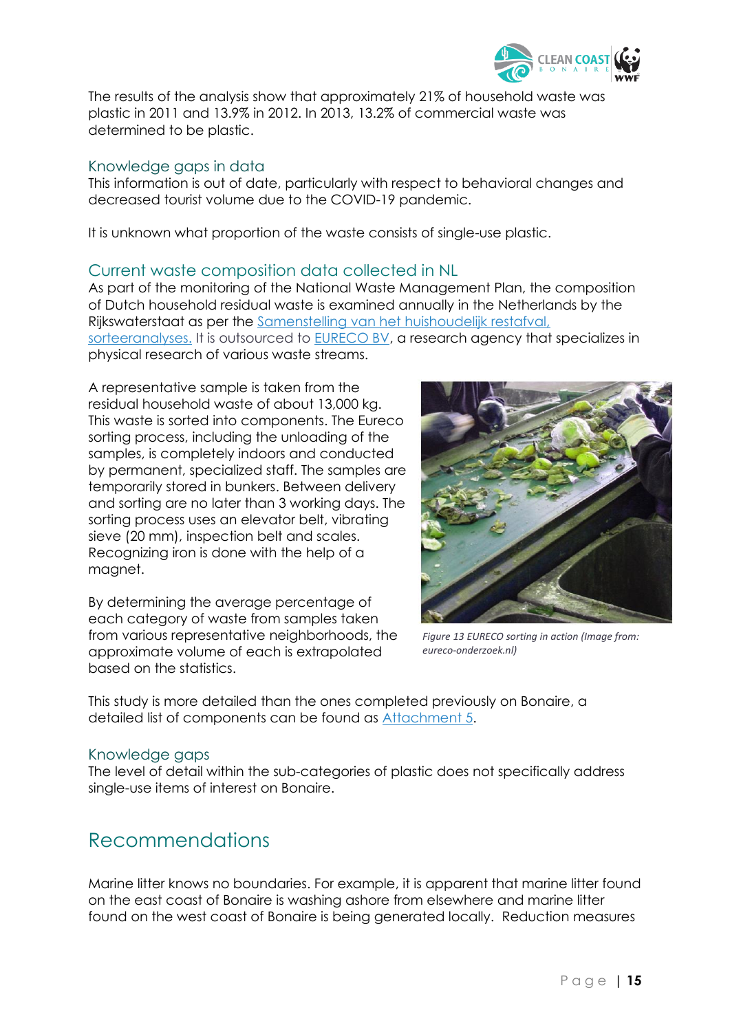The results of the analysis show that approximately 21% of household waste was plastic in 2011 and 13.9% in 2012. In 2013, 13.2% of commercial waste was determined to be plastic.

### Knowledge gaps in data

This information is out of date, particularly with respect to behavioral changes and decreased tourist volume due to the COVID-19 pandemic.

It is unknown what proportion of the waste consists of single-use plastic.

### Current waste composition data collected in NL

As part of the monitoring of the National Waste Management Plan, the composition of Dutch household residual waste is examined annually in the Netherlands by the Rijkswaterstaat as per the Samenstelling van het huishoudelijk restafval, sorteeranalyses. It is outsourced to EURECO BV, a research agency that specializes in physical research of various waste streams.

A representative sample is taken from the residual household waste of about 13,000 kg. This waste is sorted into components. The Eureco sorting process, including the unloading of the samples, is completely indoors and conducted by permanent, specialized staff. The samples are temporarily stored in bunkers. Between delivery and sorting are no later than 3 working days. The sorting process uses an elevator belt, vibrating sieve (20 mm), inspection belt and scales. Recognizing iron is done with the help of a magnet.

*Figure 13 EURECO sorting in action (Image from: eureco-onderzoek.nl)*

By determining the average percentage of each category of waste from samples taken from various representative neighborhoods, the approximate volume of each is extrapolated based on the statistics.

This study is more detailed than the ones completed previously on Bonaire, a detailed list of components can be found as Attachment 5.

### Knowledge gaps

The level of detail within the sub-categories of plastic does not specifically address single-use items of interest on Bonaire.

## Recommendations

Marine litter knows no boundaries. For example, it is apparent that marine litter found on the east coast of Bonaire is washing ashore from elsewhere and marine litter found on the west coast of Bonaire is being generated locally. Reduction measures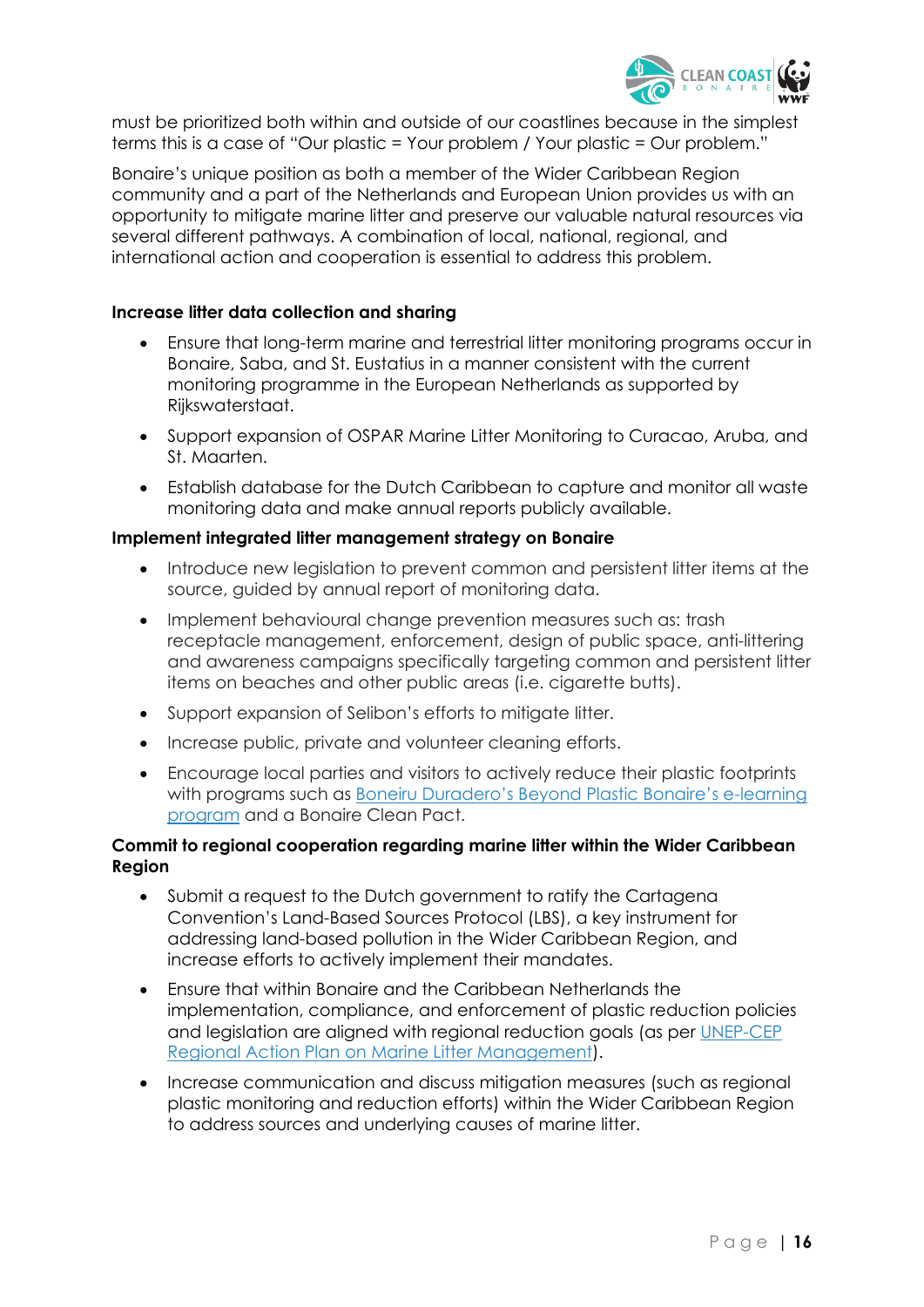must be prioritized both within and outside of our coastlines because in the simplest terms this is a case of "Our plastic = Your problem / Your plastic = Our problem."

Bonaire's unique position as both a member of the Wider Caribbean Region community and a part of the Netherlands and European Union provides us with an opportunity to mitigate marine litter and preserve our valuable natural resources via several different pathways. A combination of local, national, regional, and international action and cooperation is essential to address this problem.

**Increase litter data collection and sharing**

- Ensure that long-term marine and terrestrial litter monitoring programs occur in Bonaire, Saba, and St. Eustatius in a manner consistent with the current monitoring programme in the European Netherlands as supported by Rijkswaterstaat.
- Support expansion of OSPAR Marine Litter Monitoring to Curacao, Aruba, and St. Maarten.
- Establish database for the Dutch Caribbean to capture and monitor all waste monitoring data and make annual reports publicly available.

**Implement integrated litter management strategy on Bonaire**

- Introduce new legislation to prevent common and persistent litter items at the source, guided by annual report of monitoring data.
- Implement behavioural change prevention measures such as: trash receptacle management, enforcement, design of public space, anti-littering and awareness campaigns specifically targeting common and persistent litter items on beaches and other public areas (i.e. cigarette butts).
- Support expansion of Selibon's efforts to mitigate litter.
- Increase public, private and volunteer cleaning efforts.
- Encourage local parties and visitors to actively reduce their plastic footprints with programs such as Boneiru Duradero's Beyond Plastic Bonaire's e-learning program and a Bonaire Clean Pact.

**Commit to regional cooperation regarding marine litter within the Wider Caribbean Region**

- Submit a request to the Dutch government to ratify the Cartagena Convention's Land-Based Sources Protocol (LBS), a key instrument for addressing land-based pollution in the Wider Caribbean Region, and increase efforts to actively implement their mandates.
- Ensure that within Bonaire and the Caribbean Netherlands the implementation, compliance, and enforcement of plastic reduction policies and legislation are aligned with regional reduction goals (as per UNEP-CEP Regional Action Plan on Marine Litter Management).
- Increase communication and discuss mitigation measures (such as regional plastic monitoring and reduction efforts) within the Wider Caribbean Region to address sources and underlying causes of marine litter.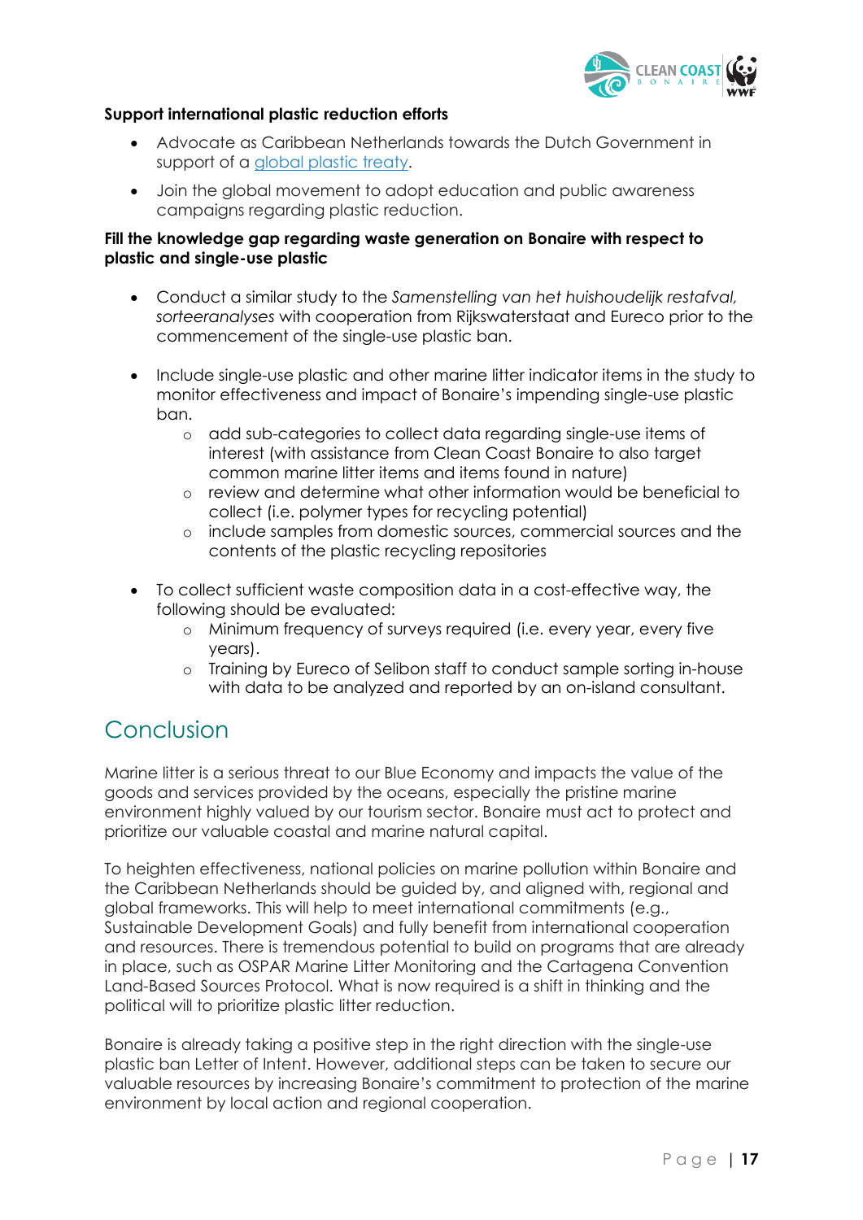**Support international plastic reduction efforts**

- Advocate as Caribbean Netherlands towards the Dutch Government in support of a global plastic treaty.
- Join the global movement to adopt education and public awareness campaigns regarding plastic reduction.

**Fill the knowledge gap regarding waste generation on Bonaire with respect to plastic and single-use plastic**

- Conduct a similar study to the *Samenstelling van het huishoudelijk restafval, sorteeranalyses* with cooperation from Rijkswaterstaat and Eureco prior to the commencement of the single-use plastic ban.
- Include single-use plastic and other marine litter indicator items in the study to monitor effectiveness and impact of Bonaire's impending single-use plastic ban.
  - add sub-categories to collect data regarding single-use items of interest (with assistance from Clean Coast Bonaire to also target common marine litter items and items found in nature)
  - review and determine what other information would be beneficial to collect (i.e. polymer types for recycling potential)
  - include samples from domestic sources, commercial sources and the contents of the plastic recycling repositories
- To collect sufficient waste composition data in a cost-effective way, the following should be evaluated:
  - Minimum frequency of surveys required (i.e. every year, every five years).
  - Training by Eureco of Selibon staff to conduct sample sorting in-house with data to be analyzed and reported by an on-island consultant.

# Conclusion

Marine litter is a serious threat to our Blue Economy and impacts the value of the goods and services provided by the oceans, especially the pristine marine environment highly valued by our tourism sector. Bonaire must act to protect and prioritize our valuable coastal and marine natural capital.

To heighten effectiveness, national policies on marine pollution within Bonaire and the Caribbean Netherlands should be guided by, and aligned with, regional and global frameworks. This will help to meet international commitments (e.g., Sustainable Development Goals) and fully benefit from international cooperation and resources. There is tremendous potential to build on programs that are already in place, such as OSPAR Marine Litter Monitoring and the Cartagena Convention Land-Based Sources Protocol. What is now required is a shift in thinking and the political will to prioritize plastic litter reduction.

Bonaire is already taking a positive step in the right direction with the single-use plastic ban Letter of Intent. However, additional steps can be taken to secure our valuable resources by increasing Bonaire's commitment to protection of the marine environment by local action and regional cooperation.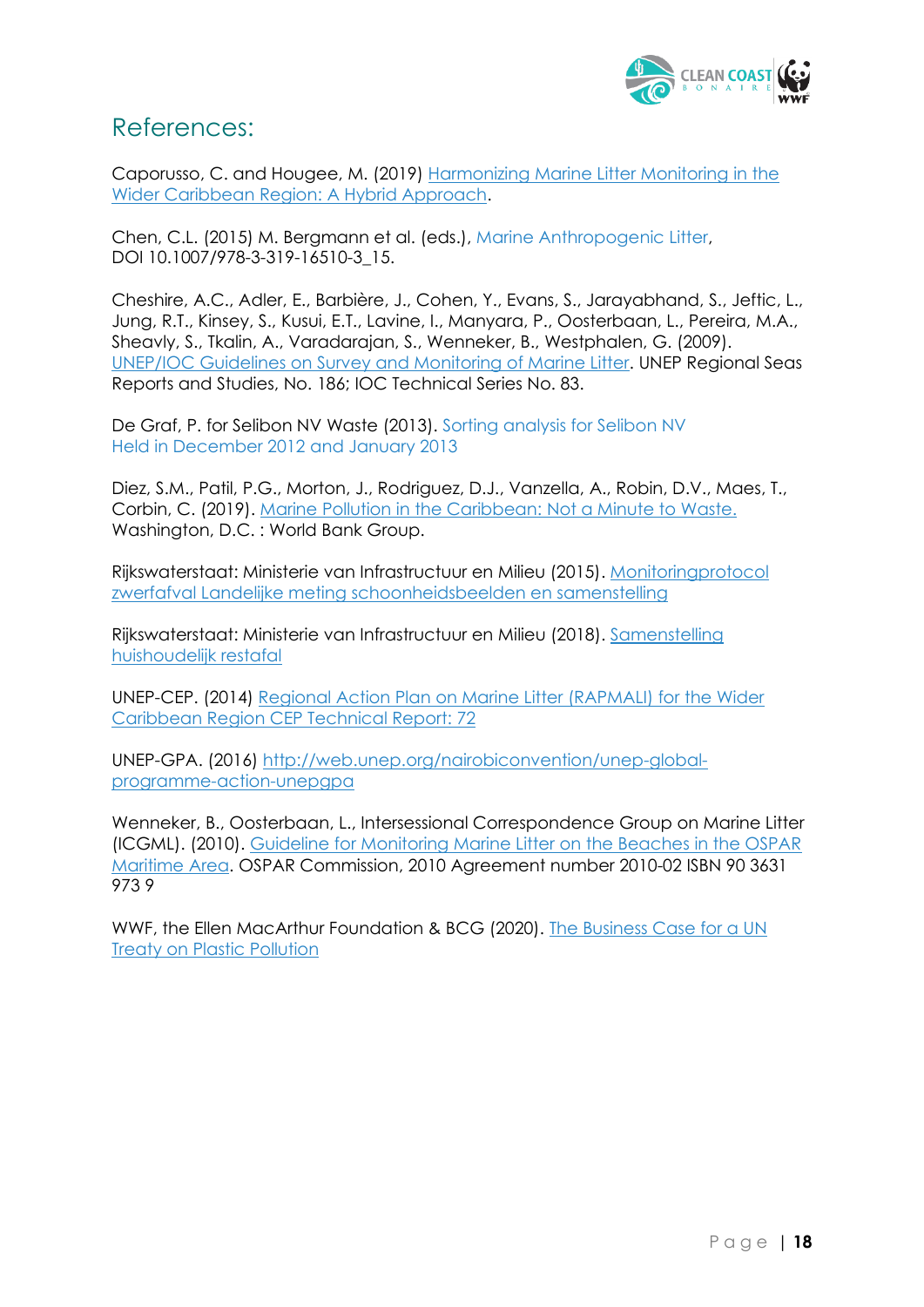## References:

Caporusso, C. and Hougee, M. (2019) Harmonizing Marine Litter Monitoring in the Wider Caribbean Region: A Hybrid Approach.

Chen, C.L. (2015) M. Bergmann et al. (eds.), Marine Anthropogenic Litter, DOI 10.1007/978-3-319-16510-3_15.

Cheshire, A.C., Adler, E., Barbière, J., Cohen, Y., Evans, S., Jarayabhand, S., Jeftic, L., Jung, R.T., Kinsey, S., Kusui, E.T., Lavine, I., Manyara, P., Oosterbaan, L., Pereira, M.A., Sheavly, S., Tkalin, A., Varadarajan, S., Wenneker, B., Westphalen, G. (2009). UNEP/IOC Guidelines on Survey and Monitoring of Marine Litter. UNEP Regional Seas Reports and Studies, No. 186; IOC Technical Series No. 83.

De Graf, P. for Selibon NV Waste (2013). Sorting analysis for Selibon NV Held in December 2012 and January 2013

Diez, S.M., Patil, P.G., Morton, J., Rodriguez, D.J., Vanzella, A., Robin, D.V., Maes, T., Corbin, C. (2019). Marine Pollution in the Caribbean: Not a Minute to Waste. Washington, D.C. : World Bank Group.

Rijkswaterstaat: Ministerie van Infrastructuur en Milieu (2015). Monitoringprotocol zwerfafval Landelijke meting schoonheidsbeelden en samenstelling

Rijkswaterstaat: Ministerie van Infrastructuur en Milieu (2018). Samenstelling huishoudelijk restafal

UNEP-CEP. (2014) Regional Action Plan on Marine Litter (RAPMALI) for the Wider Caribbean Region CEP Technical Report: 72

UNEP-GPA. (2016) http://web.unep.org/nairobiconvention/unep-global-programme-action-unepgpa

Wenneker, B., Oosterbaan, L., Intersessional Correspondence Group on Marine Litter (ICGML). (2010). Guideline for Monitoring Marine Litter on the Beaches in the OSPAR Maritime Area. OSPAR Commission, 2010 Agreement number 2010-02 ISBN 90 3631 973 9

WWF, the Ellen MacArthur Foundation & BCG (2020). The Business Case for a UN Treaty on Plastic Pollution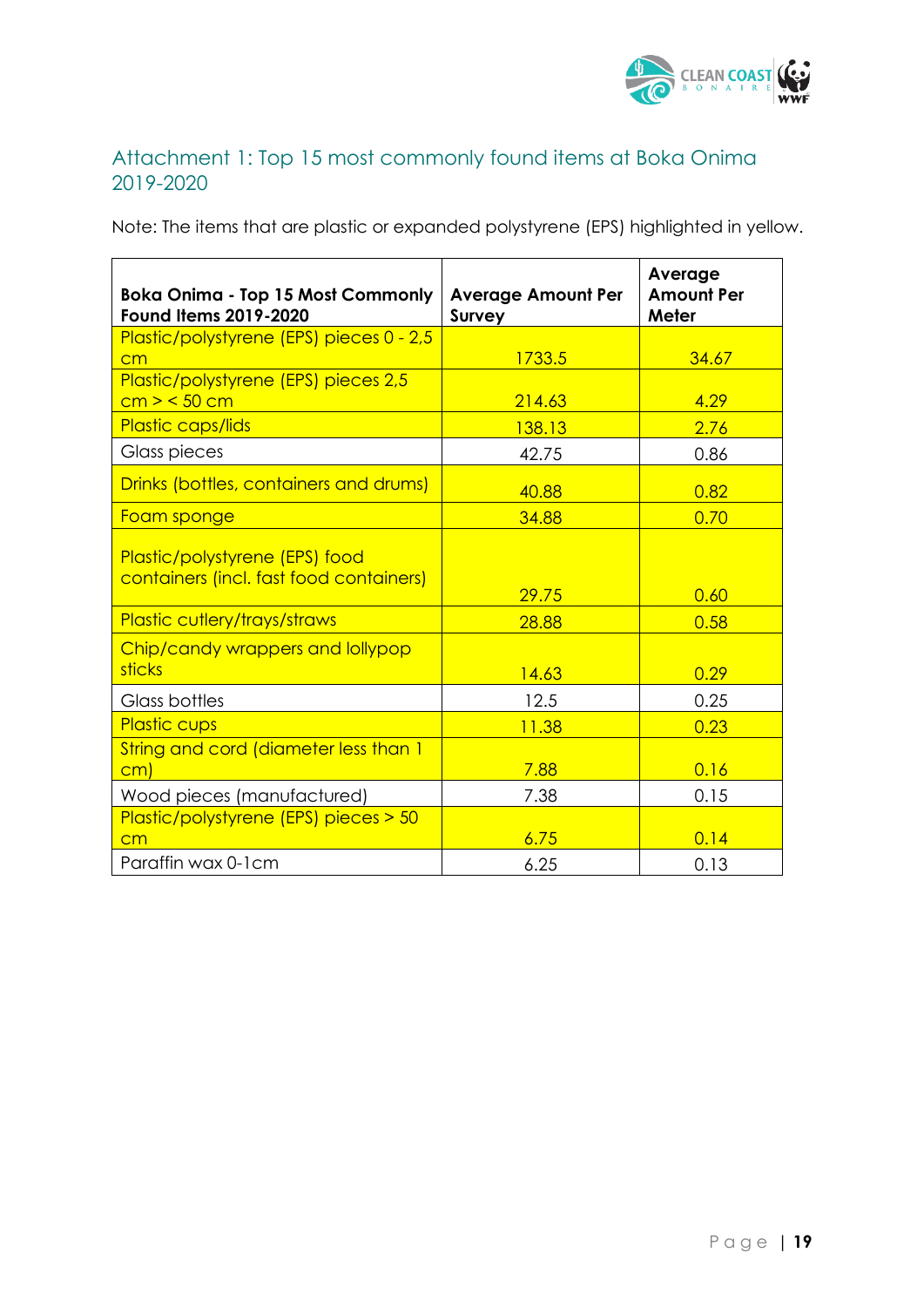## Attachment 1: Top 15 most commonly found items at Boka Onima 2019-2020

Note: The items that are plastic or expanded polystyrene (EPS) highlighted in yellow.

| Boka Onima - Top 15 Most Commonly Found Items 2019-2020 | Average Amount Per Survey | Average Amount Per Meter |
|---|---|---|
| Plastic/polystyrene (EPS) pieces 0 - 2,5 cm | 1733.5 | 34.67 |
| Plastic/polystyrene (EPS) pieces 2,5 cm > < 50 cm | 214.63 | 4.29 |
| Plastic caps/lids | 138.13 | 2.76 |
| Glass pieces | 42.75 | 0.86 |
| Drinks (bottles, containers and drums) | 40.88 | 0.82 |
| Foam sponge | 34.88 | 0.70 |
| Plastic/polystyrene (EPS) food containers (incl. fast food containers) | 29.75 | 0.60 |
| Plastic cutlery/trays/straws | 28.88 | 0.58 |
| Chip/candy wrappers and lollypop sticks | 14.63 | 0.29 |
| Glass bottles | 12.5 | 0.25 |
| Plastic cups | 11.38 | 0.23 |
| String and cord (diameter less than 1 cm) | 7.88 | 0.16 |
| Wood pieces (manufactured) | 7.38 | 0.15 |
| Plastic/polystyrene (EPS) pieces > 50 cm | 6.75 | 0.14 |
| Paraffin wax 0-1cm | 6.25 | 0.13 |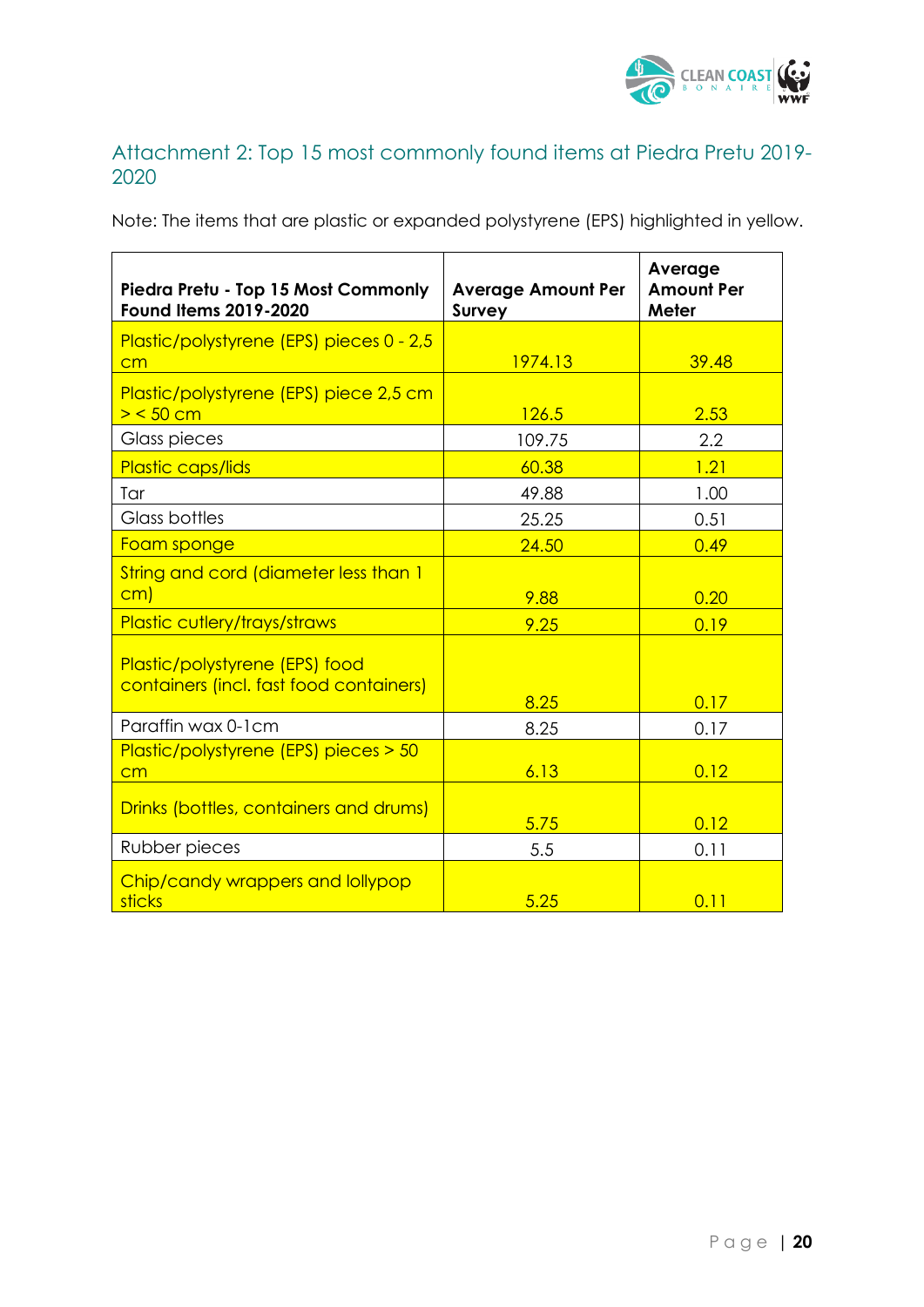## Attachment 2: Top 15 most commonly found items at Piedra Pretu 2019-2020

Note: The items that are plastic or expanded polystyrene (EPS) highlighted in yellow.

| Piedra Pretu - Top 15 Most Commonly Found Items 2019-2020 | Average Amount Per Survey | Average Amount Per Meter |
|---|---|---|
| Plastic/polystyrene (EPS) pieces 0 - 2,5 cm | 1974.13 | 39.48 |
| Plastic/polystyrene (EPS) piece 2,5 cm > < 50 cm | 126.5 | 2.53 |
| Glass pieces | 109.75 | 2.2 |
| Plastic caps/lids | 60.38 | 1.21 |
| Tar | 49.88 | 1.00 |
| Glass bottles | 25.25 | 0.51 |
| Foam sponge | 24.50 | 0.49 |
| String and cord (diameter less than 1 cm) | 9.88 | 0.20 |
| Plastic cutlery/trays/straws | 9.25 | 0.19 |
| Plastic/polystyrene (EPS) food containers (incl. fast food containers) | 8.25 | 0.17 |
| Paraffin wax 0-1cm | 8.25 | 0.17 |
| Plastic/polystyrene (EPS) pieces > 50 cm | 6.13 | 0.12 |
| Drinks (bottles, containers and drums) | 5.75 | 0.12 |
| Rubber pieces | 5.5 | 0.11 |
| Chip/candy wrappers and lollypop sticks | 5.25 | 0.11 |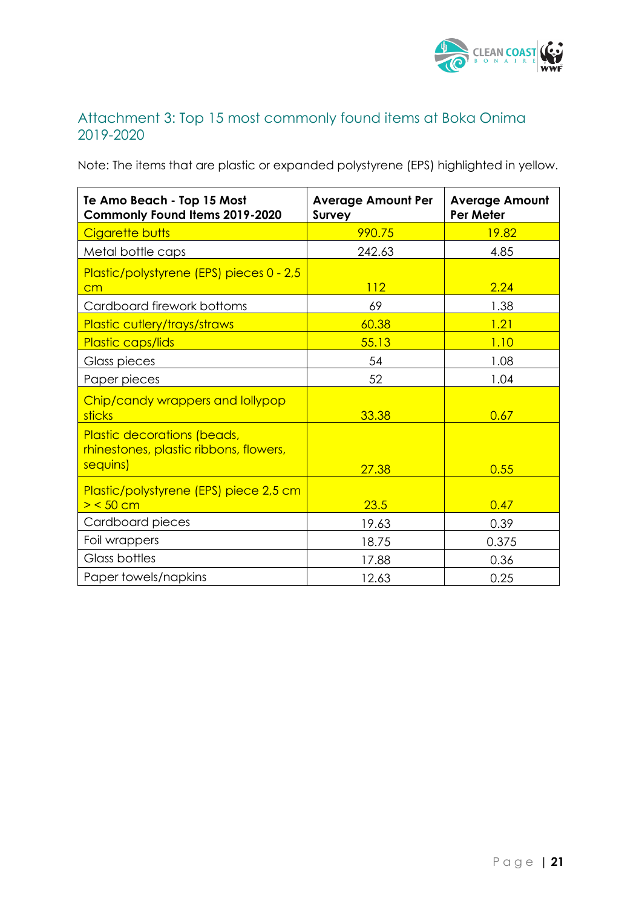## Attachment 3: Top 15 most commonly found items at Boka Onima 2019-2020

Note: The items that are plastic or expanded polystyrene (EPS) highlighted in yellow.

| Te Amo Beach - Top 15 Most Commonly Found Items 2019-2020 | Average Amount Per Survey | Average Amount Per Meter |
|---|---|---|
| Cigarette butts | 990.75 | 19.82 |
| Metal bottle caps | 242.63 | 4.85 |
| Plastic/polystyrene (EPS) pieces 0 - 2,5 cm | 112 | 2.24 |
| Cardboard firework bottoms | 69 | 1.38 |
| Plastic cutlery/trays/straws | 60.38 | 1.21 |
| Plastic caps/lids | 55.13 | 1.10 |
| Glass pieces | 54 | 1.08 |
| Paper pieces | 52 | 1.04 |
| Chip/candy wrappers and lollypop sticks | 33.38 | 0.67 |
| Plastic decorations (beads, rhinestones, plastic ribbons, flowers, sequins) | 27.38 | 0.55 |
| Plastic/polystyrene (EPS) piece 2,5 cm > < 50 cm | 23.5 | 0.47 |
| Cardboard pieces | 19.63 | 0.39 |
| Foil wrappers | 18.75 | 0.375 |
| Glass bottles | 17.88 | 0.36 |
| Paper towels/napkins | 12.63 | 0.25 |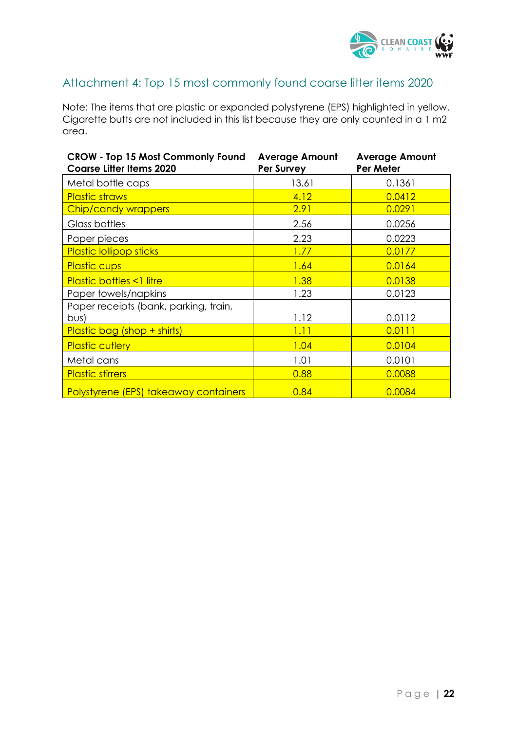## Attachment 4: Top 15 most commonly found coarse litter items 2020

Note: The items that are plastic or expanded polystyrene (EPS) highlighted in yellow. Cigarette butts are not included in this list because they are only counted in a 1 m2 area.

| CROW - Top 15 Most Commonly Found Coarse Litter Items 2020 | Average Amount Per Survey | Average Amount Per Meter |
|---|---|---|
| Metal bottle caps | 13.61 | 0.1361 |
| Plastic straws | 4.12 | 0.0412 |
| Chip/candy wrappers | 2.91 | 0.0291 |
| Glass bottles | 2.56 | 0.0256 |
| Paper pieces | 2.23 | 0.0223 |
| Plastic lollipop sticks | 1.77 | 0.0177 |
| Plastic cups | 1.64 | 0.0164 |
| Plastic bottles <1 litre | 1.38 | 0.0138 |
| Paper towels/napkins | 1.23 | 0.0123 |
| Paper receipts (bank, parking, train, bus) | 1.12 | 0.0112 |
| Plastic bag (shop + shirts) | 1.11 | 0.0111 |
| Plastic cutlery | 1.04 | 0.0104 |
| Metal cans | 1.01 | 0.0101 |
| Plastic stirrers | 0.88 | 0.0088 |
| Polystyrene (EPS) takeaway containers | 0.84 | 0.0084 |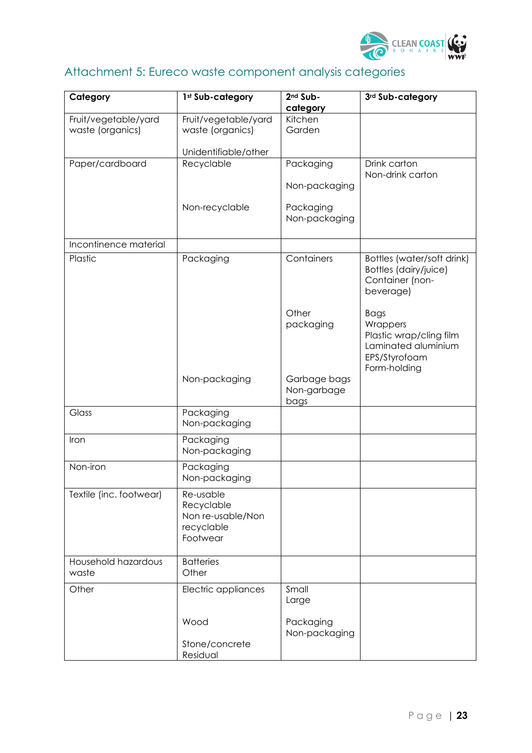## Attachment 5: Eureco waste component analysis categories

| Category | 1st Sub-category | 2nd Sub-category | 3rd Sub-category |
|---|---|---|---|
| Fruit/vegetable/yard waste (organics) | Fruit/vegetable/yard waste (organics) | Kitchen<br>Garden | |
| | Unidentifiable/other | | |
| Paper/cardboard | Recyclable | Packaging | Drink carton<br>Non-drink carton |
| | | Non-packaging | |
| | Non-recyclable | Packaging<br>Non-packaging | |
| Incontinence material | | | |
| Plastic | Packaging | Containers | Bottles (water/soft drink)<br>Bottles (dairy/juice)<br>Container (non-beverage) |
| | | Other packaging | Bags<br>Wrappers<br>Plastic wrap/cling film<br>Laminated aluminium<br>EPS/Styrofoam<br>Form-holding |
| | Non-packaging | Garbage bags<br>Non-garbage bags | |
| Glass | Packaging<br>Non-packaging | | |
| Iron | Packaging<br>Non-packaging | | |
| Non-iron | Packaging<br>Non-packaging | | |
| Textile (inc. footwear) | Re-usable<br>Recyclable<br>Non re-usable/Non recyclable<br>Footwear | | |
| Household hazardous waste | Batteries<br>Other | | |
| Other | Electric appliances | Small<br>Large | |
| | Wood | Packaging<br>Non-packaging | |
| | Stone/concrete<br>Residual | | |